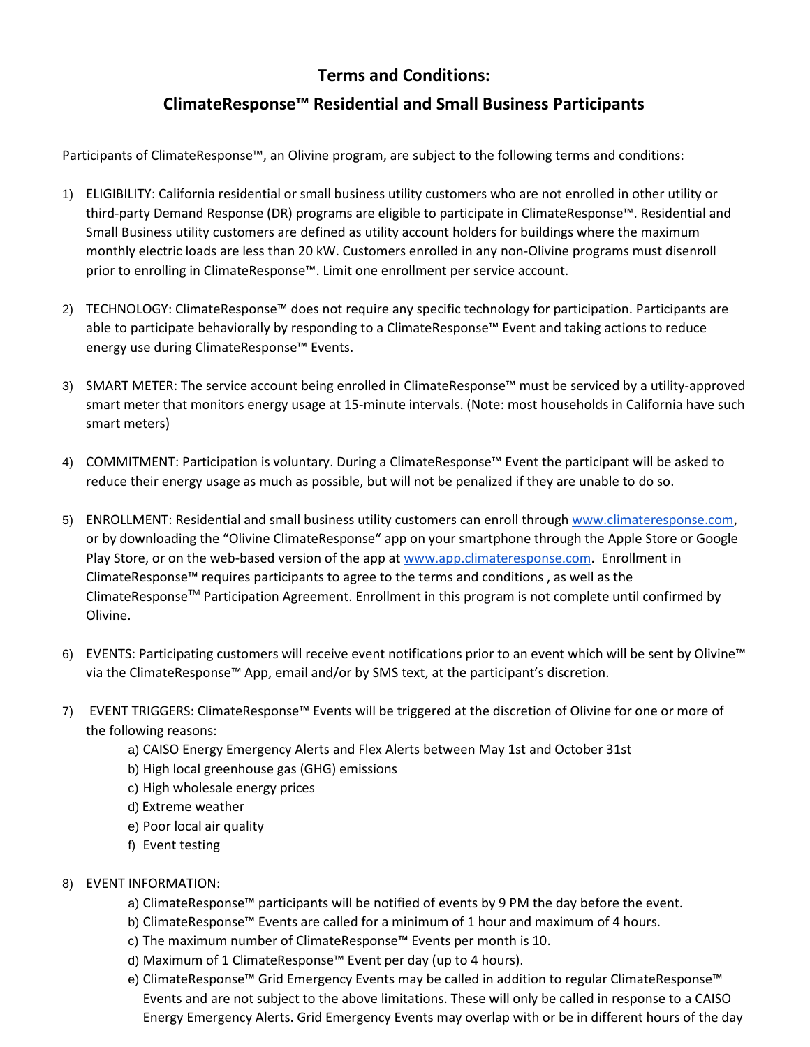# Terms and Conditions:

# ClimateResponse™ Residential and Small Business Participants

Participants of ClimateResponse™, an Olivine program, are subject to the following terms and conditions:

1) ELIGIBILITY: California residential or small business utility customers who are not enrolled in other utility or third-party Demand Response (DR) programs are eligible to participate in ClimateResponse™. Residential and Small Business utility customers are defined as utility account holders for buildings where the maximum monthly electric loads are less than 20 kW. Customers enrolled in any non-Olivine programs must disenroll prior to enrolling in ClimateResponse™. Limit one enrollment per service account.

2) TECHNOLOGY: ClimateResponse™ does not require any specific technology for participation. Participants are able to participate behaviorally by responding to a ClimateResponse™ Event and taking actions to reduce energy use during ClimateResponse™ Events.

3) SMART METER: The service account being enrolled in ClimateResponse™ must be serviced by a utility-approved smart meter that monitors energy usage at 15-minute intervals. (Note: most households in California have such smart meters)

4) COMMITMENT: Participation is voluntary. During a ClimateResponse™ Event the participant will be asked to reduce their energy usage as much as possible, but will not be penalized if they are unable to do so.

5) ENROLLMENT: Residential and small business utility customers can enroll through www.climateresponse.com, or by downloading the "Olivine ClimateResponse" app on your smartphone through the Apple Store or Google Play Store, or on the web-based version of the app at www.app.climateresponse.com. Enrollment in ClimateResponse™ requires participants to agree to the terms and conditions , as well as the ClimateResponse™ Participation Agreement. Enrollment in this program is not complete until confirmed by Olivine.

6) EVENTS: Participating customers will receive event notifications prior to an event which will be sent by Olivine™ via the ClimateResponse™ App, email and/or by SMS text, at the participant's discretion.

7) EVENT TRIGGERS: ClimateResponse™ Events will be triggered at the discretion of Olivine for one or more of the following reasons:
   a) CAISO Energy Emergency Alerts and Flex Alerts between May 1st and October 31st
   b) High local greenhouse gas (GHG) emissions
   c) High wholesale energy prices
   d) Extreme weather
   e) Poor local air quality
   f) Event testing

8) EVENT INFORMATION:
   a) ClimateResponse™ participants will be notified of events by 9 PM the day before the event.
   b) ClimateResponse™ Events are called for a minimum of 1 hour and maximum of 4 hours.
   c) The maximum number of ClimateResponse™ Events per month is 10.
   d) Maximum of 1 ClimateResponse™ Event per day (up to 4 hours).
   e) ClimateResponse™ Grid Emergency Events may be called in addition to regular ClimateResponse™ Events and are not subject to the above limitations. These will only be called in response to a CAISO Energy Emergency Alerts. Grid Emergency Events may overlap with or be in different hours of the day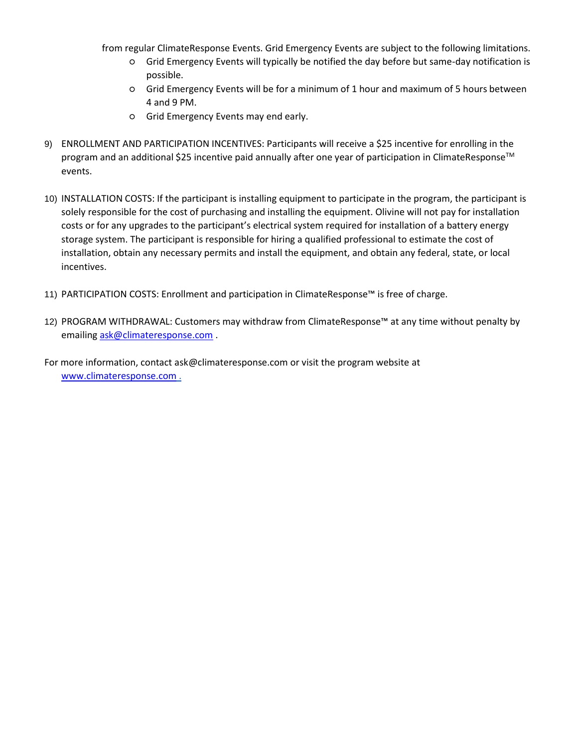from regular ClimateResponse Events. Grid Emergency Events are subject to the following limitations.

- Grid Emergency Events will typically be notified the day before but same-day notification is possible.
- Grid Emergency Events will be for a minimum of 1 hour and maximum of 5 hours between 4 and 9 PM.
- Grid Emergency Events may end early.

9) ENROLLMENT AND PARTICIPATION INCENTIVES: Participants will receive a $25 incentive for enrolling in the program and an additional $25 incentive paid annually after one year of participation in ClimateResponse™ events.

10) INSTALLATION COSTS: If the participant is installing equipment to participate in the program, the participant is solely responsible for the cost of purchasing and installing the equipment. Olivine will not pay for installation costs or for any upgrades to the participant's electrical system required for installation of a battery energy storage system. The participant is responsible for hiring a qualified professional to estimate the cost of installation, obtain any necessary permits and install the equipment, and obtain any federal, state, or local incentives.

11) PARTICIPATION COSTS: Enrollment and participation in ClimateResponse™ is free of charge.

12) PROGRAM WITHDRAWAL: Customers may withdraw from ClimateResponse™ at any time without penalty by emailing ask@climateresponse.com .

For more information, contact ask@climateresponse.com or visit the program website at www.climateresponse.com .